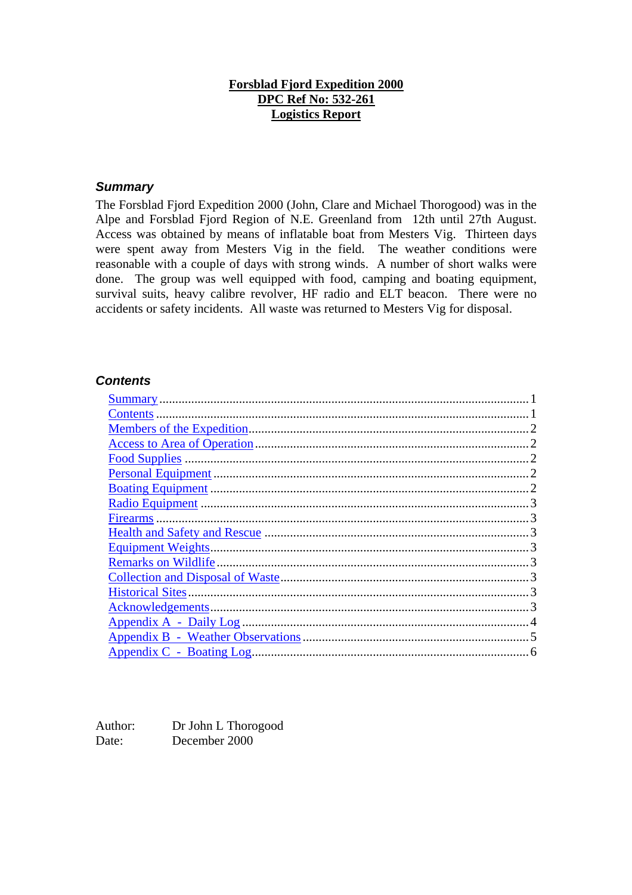# Forsblad Fjord Expedition 2000
## DPC Ref No: 532-261
## Logistics Report

### *Summary*

The Forsblad Fjord Expedition 2000 (John, Clare and Michael Thorogood) was in the Alpe and Forsblad Fjord Region of N.E. Greenland from 12th until 27th August. Access was obtained by means of inflatable boat from Mesters Vig. Thirteen days were spent away from Mesters Vig in the field. The weather conditions were reasonable with a couple of days with strong winds. A number of short walks were done. The group was well equipped with food, camping and boating equipment, survival suits, heavy calibre revolver, HF radio and ELT beacon. There were no accidents or safety incidents. All waste was returned to Mesters Vig for disposal.

### *Contents*

- Summary ........ 1
- Contents ........ 1
- Members of the Expedition ........ 2
- Access to Area of Operation ........ 2
- Food Supplies ........ 2
- Personal Equipment ........ 2
- Boating Equipment ........ 2
- Radio Equipment ........ 3
- Firearms ........ 3
- Health and Safety and Rescue ........ 3
- Equipment Weights ........ 3
- Remarks on Wildlife ........ 3
- Collection and Disposal of Waste ........ 3
- Historical Sites ........ 3
- Acknowledgements ........ 3
- Appendix A - Daily Log ........ 4
- Appendix B - Weather Observations ........ 5
- Appendix C - Boating Log ........ 6

Author: Dr John L Thorogood
Date: December 2000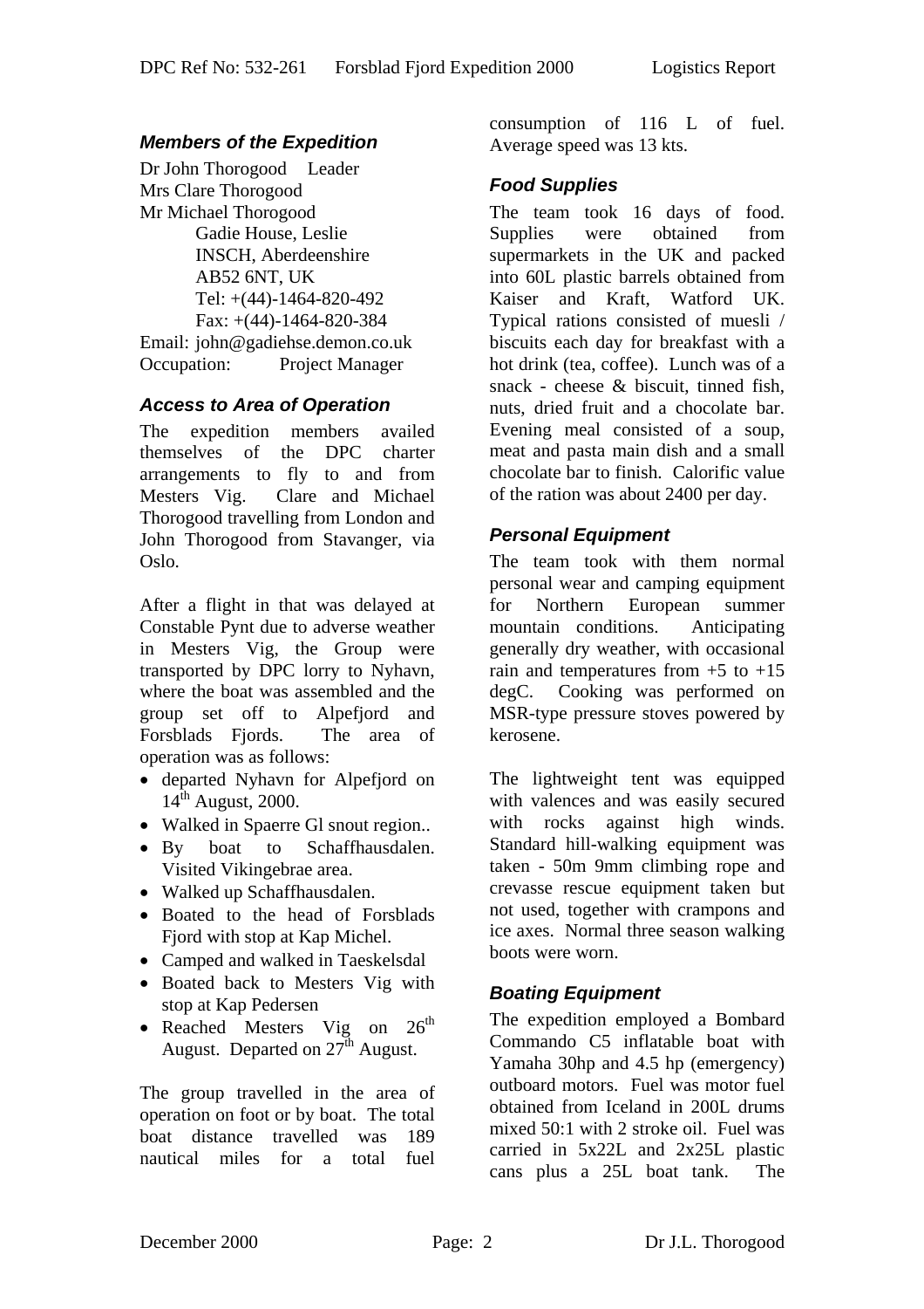### Members of the Expedition

Dr John Thorogood Leader
Mrs Clare Thorogood
Mr Michael Thorogood
Gadie House, Leslie
INSCH, Aberdeenshire
AB52 6NT, UK
Tel: +(44)-1464-820-492
Fax: +(44)-1464-820-384
Email: john@gadiehse.demon.co.uk
Occupation: Project Manager

### Access to Area of Operation

The expedition members availed themselves of the DPC charter arrangements to fly to and from Mesters Vig. Clare and Michael Thorogood travelling from London and John Thorogood from Stavanger, via Oslo.

After a flight in that was delayed at Constable Pynt due to adverse weather in Mesters Vig, the Group were transported by DPC lorry to Nyhavn, where the boat was assembled and the group set off to Alpefjord and Forsblads Fjords. The area of operation was as follows:

- departed Nyhavn for Alpefjord on 14th August, 2000.
- Walked in Spaerre Gl snout region..
- By boat to Schaffhausdalen. Visited Vikingebrae area.
- Walked up Schaffhausdalen.
- Boated to the head of Forsblads Fjord with stop at Kap Michel.
- Camped and walked in Taeskelsdal
- Boated back to Mesters Vig with stop at Kap Pedersen
- Reached Mesters Vig on 26th August. Departed on 27th August.

The group travelled in the area of operation on foot or by boat. The total boat distance travelled was 189 nautical miles for a total fuel consumption of 116 L of fuel. Average speed was 13 kts.

### Food Supplies

The team took 16 days of food. Supplies were obtained from supermarkets in the UK and packed into 60L plastic barrels obtained from Kaiser and Kraft, Watford UK. Typical rations consisted of muesli / biscuits each day for breakfast with a hot drink (tea, coffee). Lunch was of a snack - cheese & biscuit, tinned fish, nuts, dried fruit and a chocolate bar. Evening meal consisted of a soup, meat and pasta main dish and a small chocolate bar to finish. Calorific value of the ration was about 2400 per day.

### Personal Equipment

The team took with them normal personal wear and camping equipment for Northern European summer mountain conditions. Anticipating generally dry weather, with occasional rain and temperatures from +5 to +15 degC. Cooking was performed on MSR-type pressure stoves powered by kerosene.

The lightweight tent was equipped with valences and was easily secured with rocks against high winds. Standard hill-walking equipment was taken - 50m 9mm climbing rope and crevasse rescue equipment taken but not used, together with crampons and ice axes. Normal three season walking boots were worn.

### Boating Equipment

The expedition employed a Bombard Commando C5 inflatable boat with Yamaha 30hp and 4.5 hp (emergency) outboard motors. Fuel was motor fuel obtained from Iceland in 200L drums mixed 50:1 with 2 stroke oil. Fuel was carried in 5x22L and 2x25L plastic cans plus a 25L boat tank. The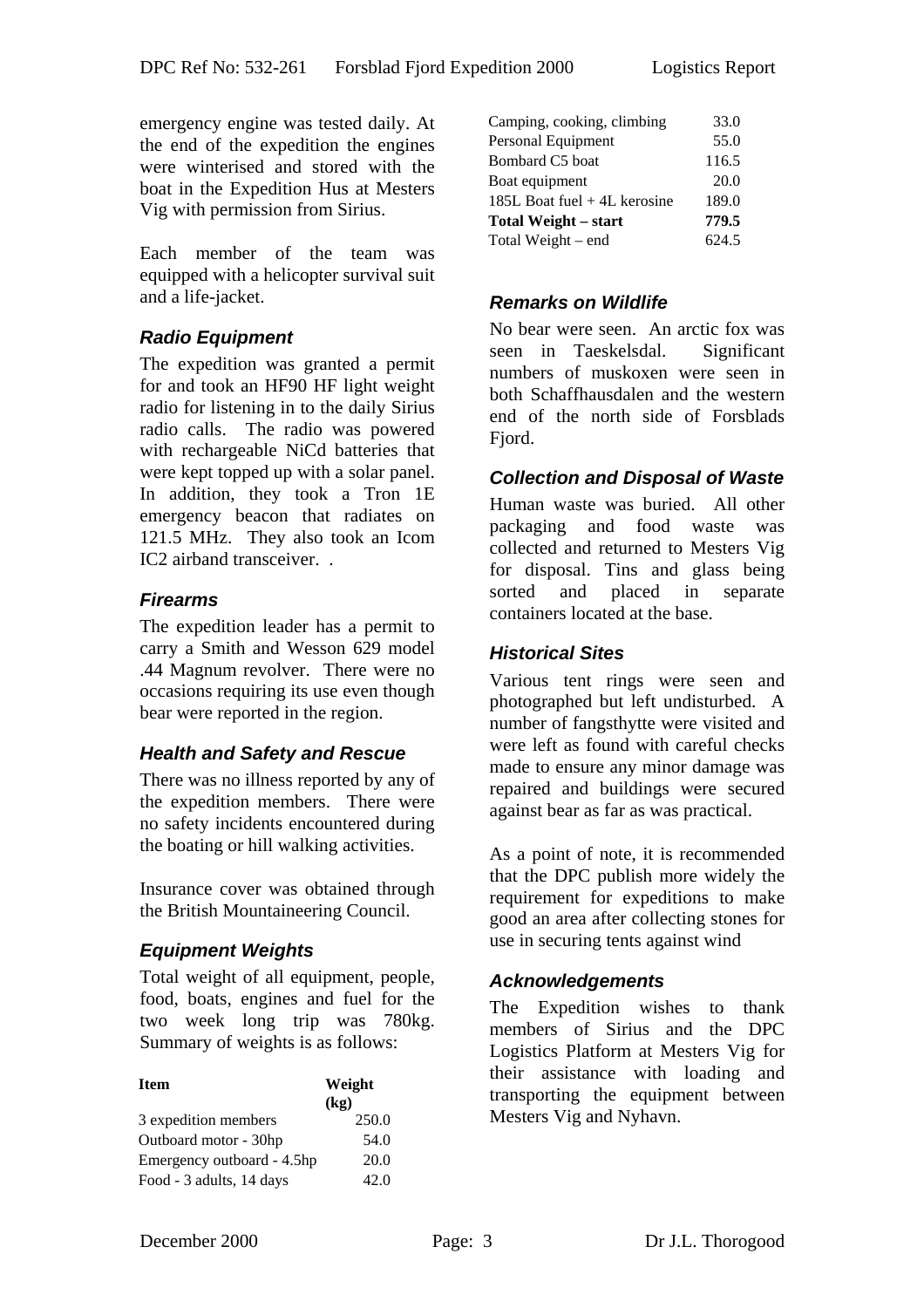emergency engine was tested daily. At the end of the expedition the engines were winterised and stored with the boat in the Expedition Hus at Mesters Vig with permission from Sirius.

Each member of the team was equipped with a helicopter survival suit and a life-jacket.

### Radio Equipment

The expedition was granted a permit for and took an HF90 HF light weight radio for listening in to the daily Sirius radio calls. The radio was powered with rechargeable NiCd batteries that were kept topped up with a solar panel. In addition, they took a Tron 1E emergency beacon that radiates on 121.5 MHz. They also took an Icom IC2 airband transceiver. .

### Firearms

The expedition leader has a permit to carry a Smith and Wesson 629 model .44 Magnum revolver. There were no occasions requiring its use even though bear were reported in the region.

### Health and Safety and Rescue

There was no illness reported by any of the expedition members. There were no safety incidents encountered during the boating or hill walking activities.

Insurance cover was obtained through the British Mountaineering Council.

### Equipment Weights

Total weight of all equipment, people, food, boats, engines and fuel for the two week long trip was 780kg. Summary of weights is as follows:

| Item | Weight (kg) |
|---|---|
| 3 expedition members | 250.0 |
| Outboard motor - 30hp | 54.0 |
| Emergency outboard - 4.5hp | 20.0 |
| Food - 3 adults, 14 days | 42.0 |
| Camping, cooking, climbing | 33.0 |
| Personal Equipment | 55.0 |
| Bombard C5 boat | 116.5 |
| Boat equipment | 20.0 |
| 185L Boat fuel + 4L kerosine | 189.0 |
| **Total Weight – start** | **779.5** |
| Total Weight – end | 624.5 |

### Remarks on Wildlife

No bear were seen. An arctic fox was seen in Taeskelsdal. Significant numbers of muskoxen were seen in both Schaffhausdalen and the western end of the north side of Forsblads Fjord.

### Collection and Disposal of Waste

Human waste was buried. All other packaging and food waste was collected and returned to Mesters Vig for disposal. Tins and glass being sorted and placed in separate containers located at the base.

### Historical Sites

Various tent rings were seen and photographed but left undisturbed. A number of fangsthytte were visited and were left as found with careful checks made to ensure any minor damage was repaired and buildings were secured against bear as far as was practical.

As a point of note, it is recommended that the DPC publish more widely the requirement for expeditions to make good an area after collecting stones for use in securing tents against wind

### Acknowledgements

The Expedition wishes to thank members of Sirius and the DPC Logistics Platform at Mesters Vig for their assistance with loading and transporting the equipment between Mesters Vig and Nyhavn.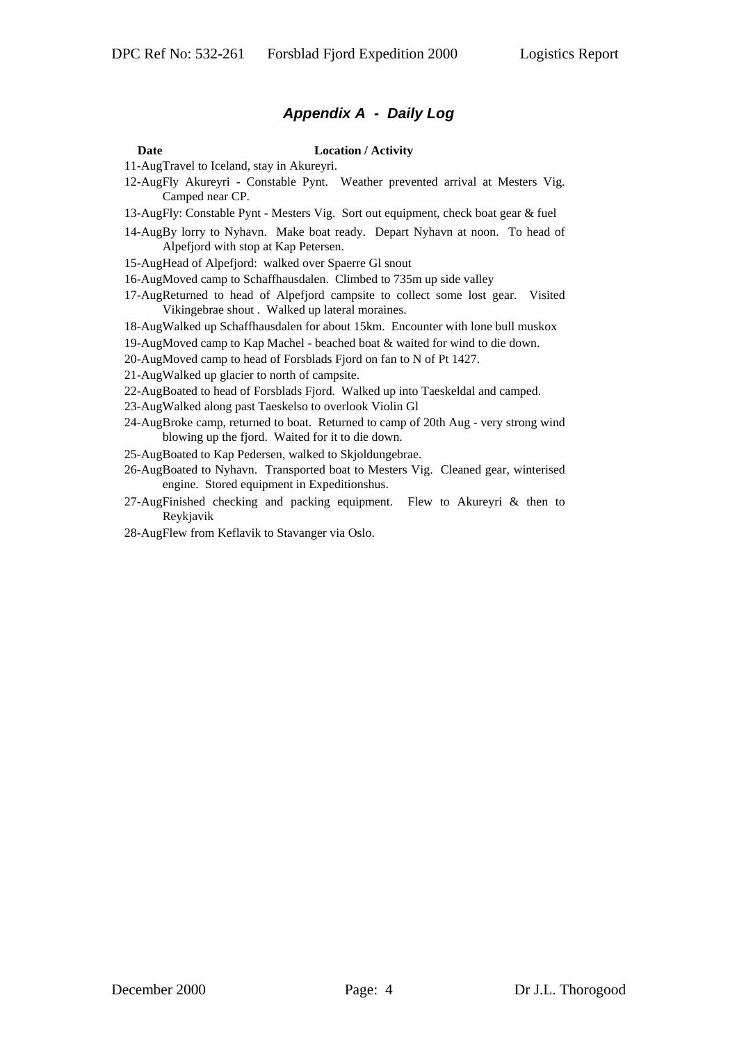## *Appendix A - Daily Log*

| Date | Location / Activity |
| --- | --- |
| 11-Aug | Travel to Iceland, stay in Akureyri. |
| 12-Aug | Fly Akureyri - Constable Pynt. Weather prevented arrival at Mesters Vig. Camped near CP. |
| 13-Aug | Fly: Constable Pynt - Mesters Vig. Sort out equipment, check boat gear & fuel |
| 14-Aug | By lorry to Nyhavn. Make boat ready. Depart Nyhavn at noon. To head of Alpefjord with stop at Kap Petersen. |
| 15-Aug | Head of Alpefjord: walked over Spaerre Gl snout |
| 16-Aug | Moved camp to Schaffhausdalen. Climbed to 735m up side valley |
| 17-Aug | Returned to head of Alpefjord campsite to collect some lost gear. Visited Vikingebrae shout . Walked up lateral moraines. |
| 18-Aug | Walked up Schaffhausdalen for about 15km. Encounter with lone bull muskox |
| 19-Aug | Moved camp to Kap Machel - beached boat & waited for wind to die down. |
| 20-Aug | Moved camp to head of Forsblads Fjord on fan to N of Pt 1427. |
| 21-Aug | Walked up glacier to north of campsite. |
| 22-Aug | Boated to head of Forsblads Fjord. Walked up into Taeskeldal and camped. |
| 23-Aug | Walked along past Taeskelso to overlook Violin Gl |
| 24-Aug | Broke camp, returned to boat. Returned to camp of 20th Aug - very strong wind blowing up the fjord. Waited for it to die down. |
| 25-Aug | Boated to Kap Pedersen, walked to Skjoldungebrae. |
| 26-Aug | Boated to Nyhavn. Transported boat to Mesters Vig. Cleaned gear, winterised engine. Stored equipment in Expeditionshus. |
| 27-Aug | Finished checking and packing equipment. Flew to Akureyri & then to Reykjavik |
| 28-Aug | Flew from Keflavik to Stavanger via Oslo. |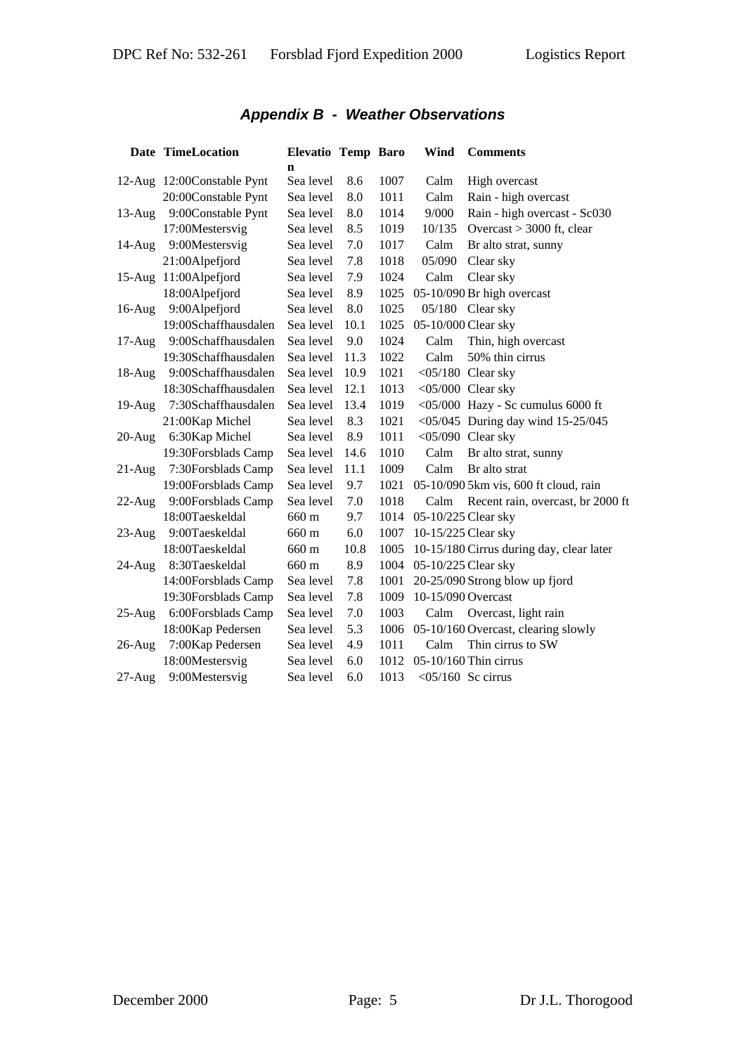## *Appendix B - Weather Observations*

| Date | Time | Location | Elevation | Temp | Baro | Wind | Comments |
|---|---|---|---|---|---|---|---|
| 12-Aug | 12:00 | Constable Pynt | Sea level | 8.6 | 1007 | Calm | High overcast |
| | 20:00 | Constable Pynt | Sea level | 8.0 | 1011 | Calm | Rain - high overcast |
| 13-Aug | 9:00 | Constable Pynt | Sea level | 8.0 | 1014 | 9/000 | Rain - high overcast - Sc030 |
| | 17:00 | Mestersvig | Sea level | 8.5 | 1019 | 10/135 | Overcast > 3000 ft, clear |
| 14-Aug | 9:00 | Mestersvig | Sea level | 7.0 | 1017 | Calm | Br alto strat, sunny |
| | 21:00 | Alpefjord | Sea level | 7.8 | 1018 | 05/090 | Clear sky |
| 15-Aug | 11:00 | Alpefjord | Sea level | 7.9 | 1024 | Calm | Clear sky |
| | 18:00 | Alpefjord | Sea level | 8.9 | 1025 | 05-10/090 | Br high overcast |
| 16-Aug | 9:00 | Alpefjord | Sea level | 8.0 | 1025 | 05/180 | Clear sky |
| | 19:00 | Schaffhausdalen | Sea level | 10.1 | 1025 | 05-10/000 | Clear sky |
| 17-Aug | 9:00 | Schaffhausdalen | Sea level | 9.0 | 1024 | Calm | Thin, high overcast |
| | 19:30 | Schaffhausdalen | Sea level | 11.3 | 1022 | Calm | 50% thin cirrus |
| 18-Aug | 9:00 | Schaffhausdalen | Sea level | 10.9 | 1021 | <05/180 | Clear sky |
| | 18:30 | Schaffhausdalen | Sea level | 12.1 | 1013 | <05/000 | Clear sky |
| 19-Aug | 7:30 | Schaffhausdalen | Sea level | 13.4 | 1019 | <05/000 | Hazy - Sc cumulus 6000 ft |
| | 21:00 | Kap Michel | Sea level | 8.3 | 1021 | <05/045 | During day wind 15-25/045 |
| 20-Aug | 6:30 | Kap Michel | Sea level | 8.9 | 1011 | <05/090 | Clear sky |
| | 19:30 | Forsblads Camp | Sea level | 14.6 | 1010 | Calm | Br alto strat, sunny |
| 21-Aug | 7:30 | Forsblads Camp | Sea level | 11.1 | 1009 | Calm | Br alto strat |
| | 19:00 | Forsblads Camp | Sea level | 9.7 | 1021 | 05-10/090 | 5km vis, 600 ft cloud, rain |
| 22-Aug | 9:00 | Forsblads Camp | Sea level | 7.0 | 1018 | Calm | Recent rain, overcast, br 2000 ft |
| | 18:00 | Taeskeldal | 660 m | 9.7 | 1014 | 05-10/225 | Clear sky |
| 23-Aug | 9:00 | Taeskeldal | 660 m | 6.0 | 1007 | 10-15/225 | Clear sky |
| | 18:00 | Taeskeldal | 660 m | 10.8 | 1005 | 10-15/180 | Cirrus during day, clear later |
| 24-Aug | 8:30 | Taeskeldal | 660 m | 8.9 | 1004 | 05-10/225 | Clear sky |
| | 14:00 | Forsblads Camp | Sea level | 7.8 | 1001 | 20-25/090 | Strong blow up fjord |
| | 19:30 | Forsblads Camp | Sea level | 7.8 | 1009 | 10-15/090 | Overcast |
| 25-Aug | 6:00 | Forsblads Camp | Sea level | 7.0 | 1003 | Calm | Overcast, light rain |
| | 18:00 | Kap Pedersen | Sea level | 5.3 | 1006 | 05-10/160 | Overcast, clearing slowly |
| 26-Aug | 7:00 | Kap Pedersen | Sea level | 4.9 | 1011 | Calm | Thin cirrus to SW |
| | 18:00 | Mestersvig | Sea level | 6.0 | 1012 | 05-10/160 | Thin cirrus |
| 27-Aug | 9:00 | Mestersvig | Sea level | 6.0 | 1013 | <05/160 | Sc cirrus |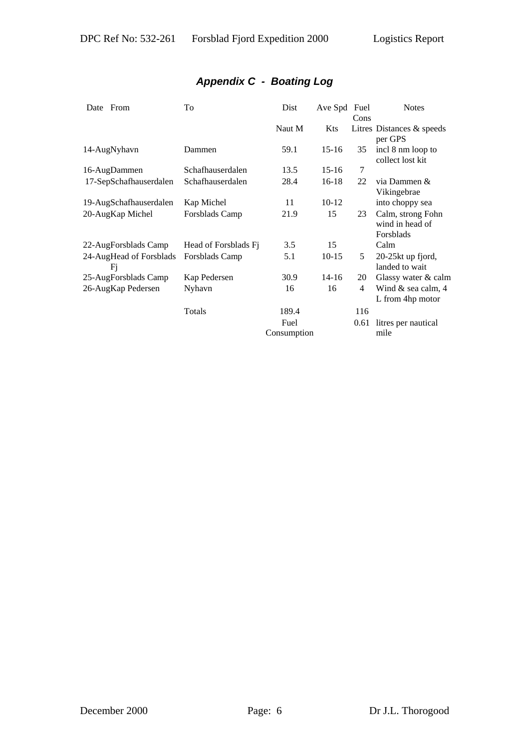## *Appendix C - Boating Log*

| Date | From | To | Dist | Ave Spd | Fuel Cons | Notes |
|---|---|---|---|---|---|---|
| | | | Naut M | Kts | Litres | Distances & speeds per GPS |
| 14-Aug | Nyhavn | Dammen | 59.1 | 15-16 | 35 | incl 8 nm loop to collect lost kit |
| 16-Aug | Dammen | Schafhauserdalen | 13.5 | 15-16 | 7 | |
| 17-Sep | Schafhauserdalen | Schafhauserdalen | 28.4 | 16-18 | 22 | via Dammen & Vikingebrae |
| 19-Aug | Schafhauserdalen | Kap Michel | 11 | 10-12 | | into choppy sea |
| 20-Aug | Kap Michel | Forsblads Camp | 21.9 | 15 | 23 | Calm, strong Fohn wind in head of Forsblads |
| 22-Aug | Forsblads Camp | Head of Forsblads Fj | 3.5 | 15 | | Calm |
| 24-Aug | Head of Forsblads Fj | Forsblads Camp | 5.1 | 10-15 | 5 | 20-25kt up fjord, landed to wait |
| 25-Aug | Forsblads Camp | Kap Pedersen | 30.9 | 14-16 | 20 | Glassy water & calm |
| 26-Aug | Kap Pedersen | Nyhavn | 16 | 16 | 4 | Wind & sea calm, 4 L from 4hp motor |
| | | Totals | 189.4 | | 116 | |
| | | | Fuel Consumption | | 0.61 | litres per nautical mile |